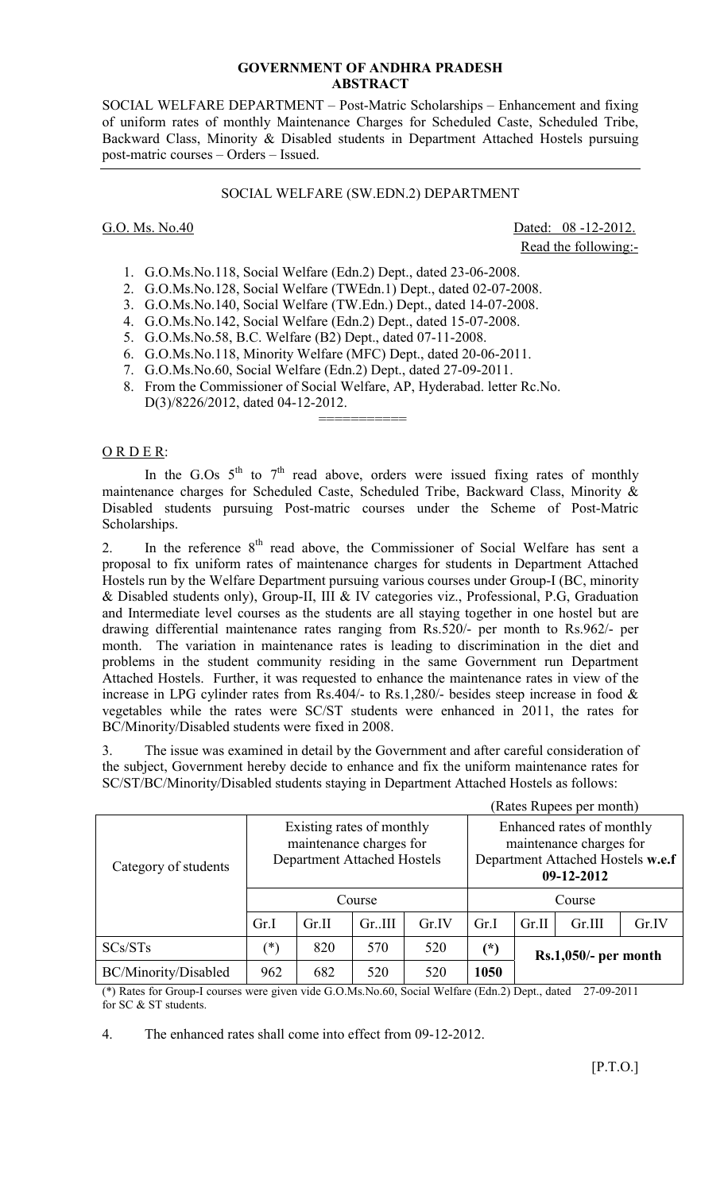**GOVERNMENT OF ANDHRA PRADESH**
**ABSTRACT**

SOCIAL WELFARE DEPARTMENT – Post-Matric Scholarships – Enhancement and fixing of uniform rates of monthly Maintenance Charges for Scheduled Caste, Scheduled Tribe, Backward Class, Minority & Disabled students in Department Attached Hostels pursuing post-matric courses – Orders – Issued.

SOCIAL WELFARE (SW.EDN.2) DEPARTMENT

G.O. Ms. No.40 Dated: 08 -12-2012.

Read the following:-

1. G.O.Ms.No.118, Social Welfare (Edn.2) Dept., dated 23-06-2008.
2. G.O.Ms.No.128, Social Welfare (TWEdn.1) Dept., dated 02-07-2008.
3. G.O.Ms.No.140, Social Welfare (TW.Edn.) Dept., dated 14-07-2008.
4. G.O.Ms.No.142, Social Welfare (Edn.2) Dept., dated 15-07-2008.
5. G.O.Ms.No.58, B.C. Welfare (B2) Dept., dated 07-11-2008.
6. G.O.Ms.No.118, Minority Welfare (MFC) Dept., dated 20-06-2011.
7. G.O.Ms.No.60, Social Welfare (Edn.2) Dept., dated 27-09-2011.
8. From the Commissioner of Social Welfare, AP, Hyderabad. letter Rc.No. D(3)/8226/2012, dated 04-12-2012.

===========

O R D E R:

In the G.Os 5th to 7th read above, orders were issued fixing rates of monthly maintenance charges for Scheduled Caste, Scheduled Tribe, Backward Class, Minority & Disabled students pursuing Post-matric courses under the Scheme of Post-Matric Scholarships.

2. In the reference 8th read above, the Commissioner of Social Welfare has sent a proposal to fix uniform rates of maintenance charges for students in Department Attached Hostels run by the Welfare Department pursuing various courses under Group-I (BC, minority & Disabled students only), Group-II, III & IV categories viz., Professional, P.G, Graduation and Intermediate level courses as the students are all staying together in one hostel but are drawing differential maintenance rates ranging from Rs.520/- per month to Rs.962/- per month. The variation in maintenance rates is leading to discrimination in the diet and problems in the student community residing in the same Government run Department Attached Hostels. Further, it was requested to enhance the maintenance rates in view of the increase in LPG cylinder rates from Rs.404/- to Rs.1,280/- besides steep increase in food & vegetables while the rates were SC/ST students were enhanced in 2011, the rates for BC/Minority/Disabled students were fixed in 2008.

3. The issue was examined in detail by the Government and after careful consideration of the subject, Government hereby decide to enhance and fix the uniform maintenance rates for SC/ST/BC/Minority/Disabled students staying in Department Attached Hostels as follows:

(Rates Rupees per month)

| Category of students | Existing rates of monthly maintenance charges for Department Attached Hostels | | | | Enhanced rates of monthly maintenance charges for Department Attached Hostels **w.e.f 09-12-2012** | | | |
|---|---|---|---|---|---|---|---|---|
| | Course | | | | Course | | | |
| | Gr.I | Gr.II | Gr..III | Gr.IV | Gr.I | Gr.II | Gr.III | Gr.IV |
| SCs/STs | (*) | 820 | 570 | 520 | **(*)** | **Rs.1,050/- per month** | | |
| BC/Minority/Disabled | 962 | 682 | 520 | 520 | **1050** | | | |

(*) Rates for Group-I courses were given vide G.O.Ms.No.60, Social Welfare (Edn.2) Dept., dated 27-09-2011 for SC & ST students.

4. The enhanced rates shall come into effect from 09-12-2012.

[P.T.O.]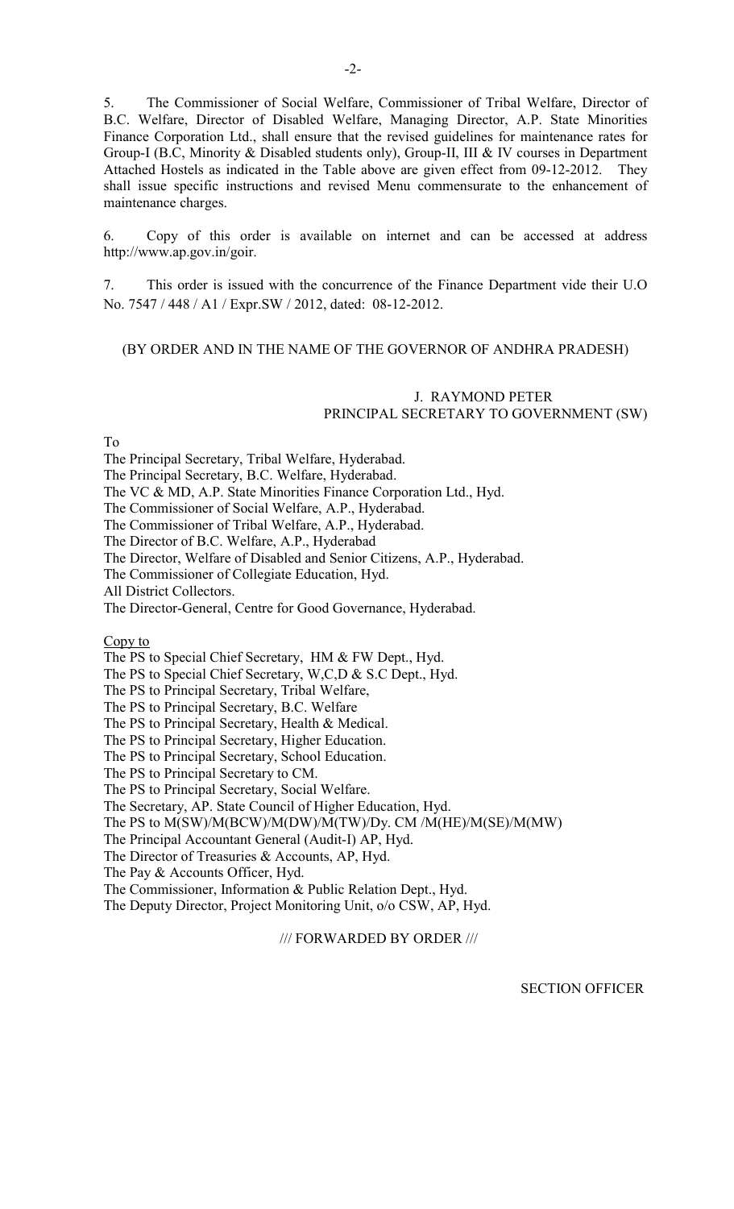5. The Commissioner of Social Welfare, Commissioner of Tribal Welfare, Director of B.C. Welfare, Director of Disabled Welfare, Managing Director, A.P. State Minorities Finance Corporation Ltd., shall ensure that the revised guidelines for maintenance rates for Group-I (B.C, Minority & Disabled students only), Group-II, III & IV courses in Department Attached Hostels as indicated in the Table above are given effect from 09-12-2012. They shall issue specific instructions and revised Menu commensurate to the enhancement of maintenance charges.

6. Copy of this order is available on internet and can be accessed at address http://www.ap.gov.in/goir.

7. This order is issued with the concurrence of the Finance Department vide their U.O No. 7547 / 448 / A1 / Expr.SW / 2012, dated: 08-12-2012.

(BY ORDER AND IN THE NAME OF THE GOVERNOR OF ANDHRA PRADESH)

J. RAYMOND PETER
PRINCIPAL SECRETARY TO GOVERNMENT (SW)

To
The Principal Secretary, Tribal Welfare, Hyderabad.
The Principal Secretary, B.C. Welfare, Hyderabad.
The VC & MD, A.P. State Minorities Finance Corporation Ltd., Hyd.
The Commissioner of Social Welfare, A.P., Hyderabad.
The Commissioner of Tribal Welfare, A.P., Hyderabad.
The Director of B.C. Welfare, A.P., Hyderabad
The Director, Welfare of Disabled and Senior Citizens, A.P., Hyderabad.
The Commissioner of Collegiate Education, Hyd.
All District Collectors.
The Director-General, Centre for Good Governance, Hyderabad.

Copy to
The PS to Special Chief Secretary, HM & FW Dept., Hyd.
The PS to Special Chief Secretary, W,C,D & S.C Dept., Hyd.
The PS to Principal Secretary, Tribal Welfare,
The PS to Principal Secretary, B.C. Welfare
The PS to Principal Secretary, Health & Medical.
The PS to Principal Secretary, Higher Education.
The PS to Principal Secretary, School Education.
The PS to Principal Secretary to CM.
The PS to Principal Secretary, Social Welfare.
The Secretary, AP. State Council of Higher Education, Hyd.
The PS to M(SW)/M(BCW)/M(DW)/M(TW)/Dy. CM /M(HE)/M(SE)/M(MW)
The Principal Accountant General (Audit-I) AP, Hyd.
The Director of Treasuries & Accounts, AP, Hyd.
The Pay & Accounts Officer, Hyd.
The Commissioner, Information & Public Relation Dept., Hyd.
The Deputy Director, Project Monitoring Unit, o/o CSW, AP, Hyd.

/// FORWARDED BY ORDER ///

SECTION OFFICER